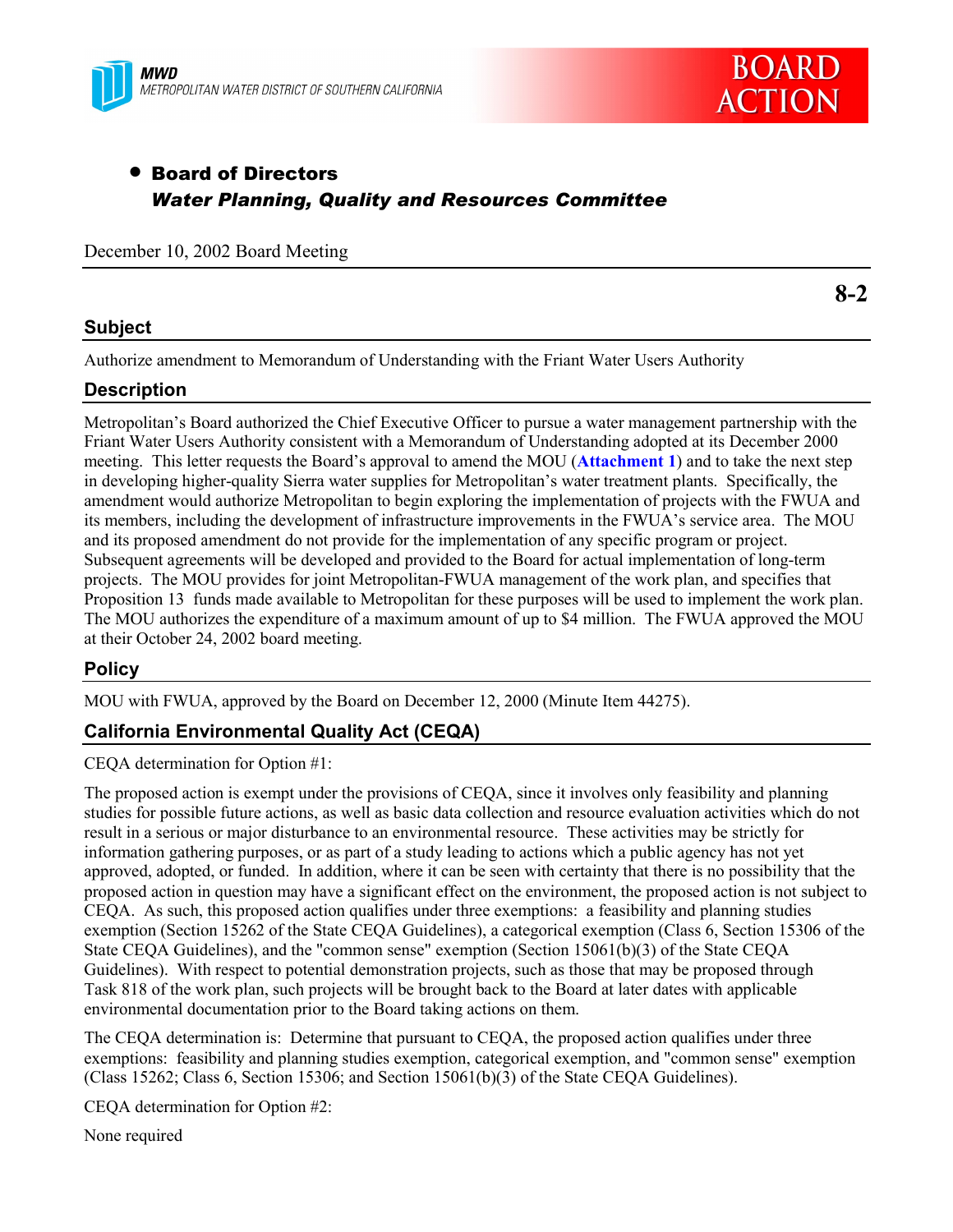MWD
METROPOLITAN WATER DISTRICT OF SOUTHERN CALIFORNIA

BOARD ACTION

- **Board of Directors**
  ***Water Planning, Quality and Resources Committee***

December 10, 2002 Board Meeting

**8-2**

## Subject

Authorize amendment to Memorandum of Understanding with the Friant Water Users Authority

## Description

Metropolitan's Board authorized the Chief Executive Officer to pursue a water management partnership with the Friant Water Users Authority consistent with a Memorandum of Understanding adopted at its December 2000 meeting. This letter requests the Board's approval to amend the MOU (**Attachment 1**) and to take the next step in developing higher-quality Sierra water supplies for Metropolitan's water treatment plants. Specifically, the amendment would authorize Metropolitan to begin exploring the implementation of projects with the FWUA and its members, including the development of infrastructure improvements in the FWUA's service area. The MOU and its proposed amendment do not provide for the implementation of any specific program or project. Subsequent agreements will be developed and provided to the Board for actual implementation of long-term projects. The MOU provides for joint Metropolitan-FWUA management of the work plan, and specifies that Proposition 13 funds made available to Metropolitan for these purposes will be used to implement the work plan. The MOU authorizes the expenditure of a maximum amount of up to $4 million. The FWUA approved the MOU at their October 24, 2002 board meeting.

## Policy

MOU with FWUA, approved by the Board on December 12, 2000 (Minute Item 44275).

## California Environmental Quality Act (CEQA)

CEQA determination for Option #1:

The proposed action is exempt under the provisions of CEQA, since it involves only feasibility and planning studies for possible future actions, as well as basic data collection and resource evaluation activities which do not result in a serious or major disturbance to an environmental resource. These activities may be strictly for information gathering purposes, or as part of a study leading to actions which a public agency has not yet approved, adopted, or funded. In addition, where it can be seen with certainty that there is no possibility that the proposed action in question may have a significant effect on the environment, the proposed action is not subject to CEQA. As such, this proposed action qualifies under three exemptions: a feasibility and planning studies exemption (Section 15262 of the State CEQA Guidelines), a categorical exemption (Class 6, Section 15306 of the State CEQA Guidelines), and the "common sense" exemption (Section 15061(b)(3) of the State CEQA Guidelines). With respect to potential demonstration projects, such as those that may be proposed through Task 818 of the work plan, such projects will be brought back to the Board at later dates with applicable environmental documentation prior to the Board taking actions on them.

The CEQA determination is: Determine that pursuant to CEQA, the proposed action qualifies under three exemptions: feasibility and planning studies exemption, categorical exemption, and "common sense" exemption (Class 15262; Class 6, Section 15306; and Section 15061(b)(3) of the State CEQA Guidelines).

CEQA determination for Option #2:

None required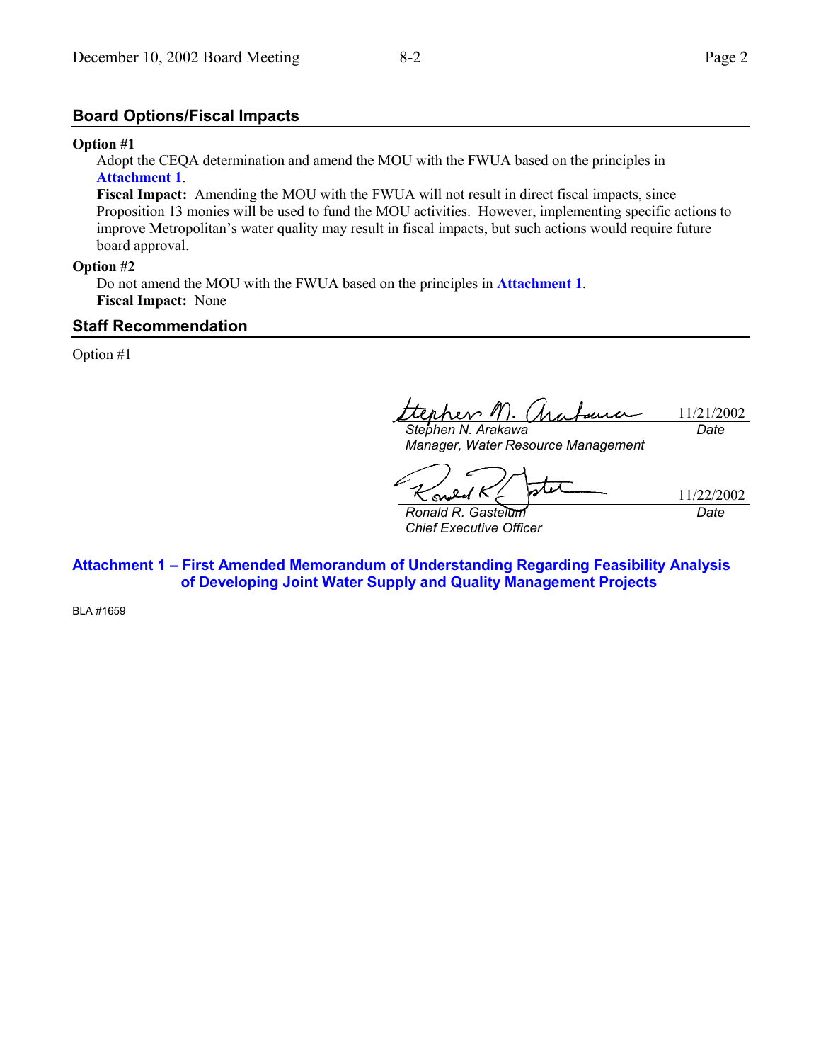## Board Options/Fiscal Impacts

**Option #1**

Adopt the CEQA determination and amend the MOU with the FWUA based on the principles in **Attachment 1**.

**Fiscal Impact:** Amending the MOU with the FWUA will not result in direct fiscal impacts, since Proposition 13 monies will be used to fund the MOU activities. However, implementing specific actions to improve Metropolitan's water quality may result in fiscal impacts, but such actions would require future board approval.

**Option #2**

Do not amend the MOU with the FWUA based on the principles in **Attachment 1**.

**Fiscal Impact:** None

## Staff Recommendation

Option #1

| | |
|---|---|
| *Stephen N. Arakawa*<br>*Manager, Water Resource Management* | 11/21/2002<br>*Date* |
| *Ronald R. Gastelum*<br>*Chief Executive Officer* | 11/22/2002<br>*Date* |

**Attachment 1 – First Amended Memorandum of Understanding Regarding Feasibility Analysis of Developing Joint Water Supply and Quality Management Projects**

BLA #1659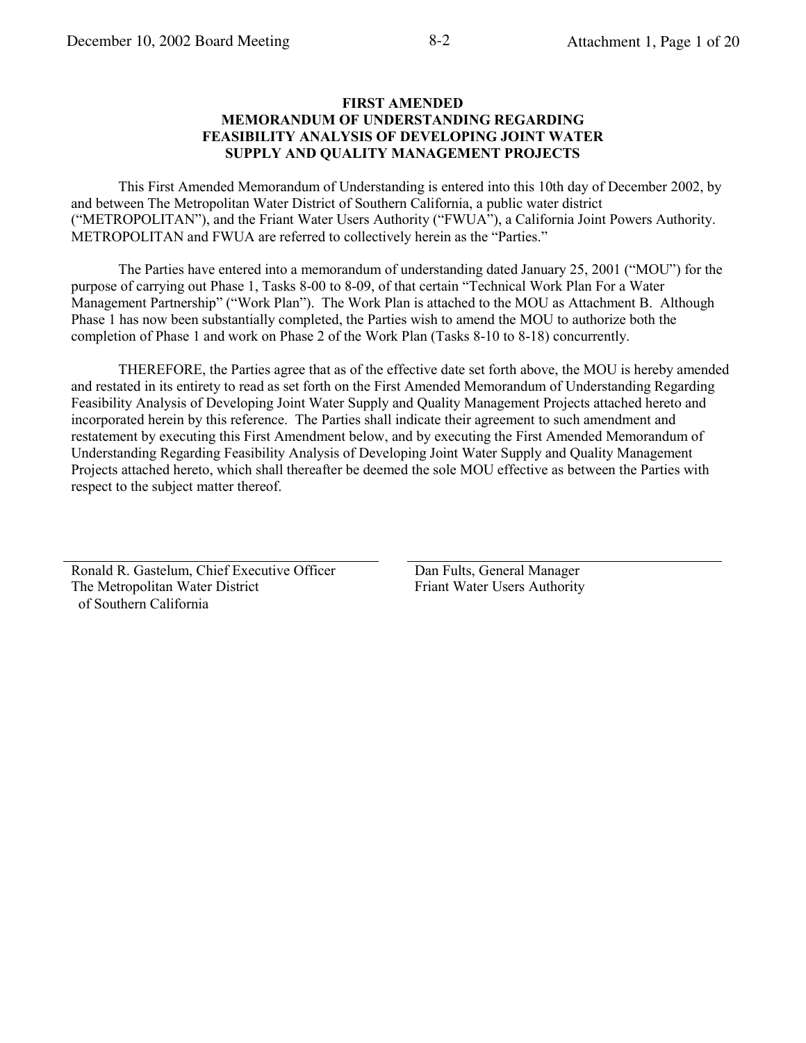**FIRST AMENDED**
**MEMORANDUM OF UNDERSTANDING REGARDING**
**FEASIBILITY ANALYSIS OF DEVELOPING JOINT WATER**
**SUPPLY AND QUALITY MANAGEMENT PROJECTS**

This First Amended Memorandum of Understanding is entered into this 10th day of December 2002, by and between The Metropolitan Water District of Southern California, a public water district ("METROPOLITAN"), and the Friant Water Users Authority ("FWUA"), a California Joint Powers Authority. METROPOLITAN and FWUA are referred to collectively herein as the "Parties."

The Parties have entered into a memorandum of understanding dated January 25, 2001 ("MOU") for the purpose of carrying out Phase 1, Tasks 8-00 to 8-09, of that certain "Technical Work Plan For a Water Management Partnership" ("Work Plan"). The Work Plan is attached to the MOU as Attachment B. Although Phase 1 has now been substantially completed, the Parties wish to amend the MOU to authorize both the completion of Phase 1 and work on Phase 2 of the Work Plan (Tasks 8-10 to 8-18) concurrently.

THEREFORE, the Parties agree that as of the effective date set forth above, the MOU is hereby amended and restated in its entirety to read as set forth on the First Amended Memorandum of Understanding Regarding Feasibility Analysis of Developing Joint Water Supply and Quality Management Projects attached hereto and incorporated herein by this reference. The Parties shall indicate their agreement to such amendment and restatement by executing this First Amendment below, and by executing the First Amended Memorandum of Understanding Regarding Feasibility Analysis of Developing Joint Water Supply and Quality Management Projects attached hereto, which shall thereafter be deemed the sole MOU effective as between the Parties with respect to the subject matter thereof.

| | |
|---|---|
| Ronald R. Gastelum, Chief Executive Officer<br>The Metropolitan Water District of Southern California | Dan Fults, General Manager<br>Friant Water Users Authority |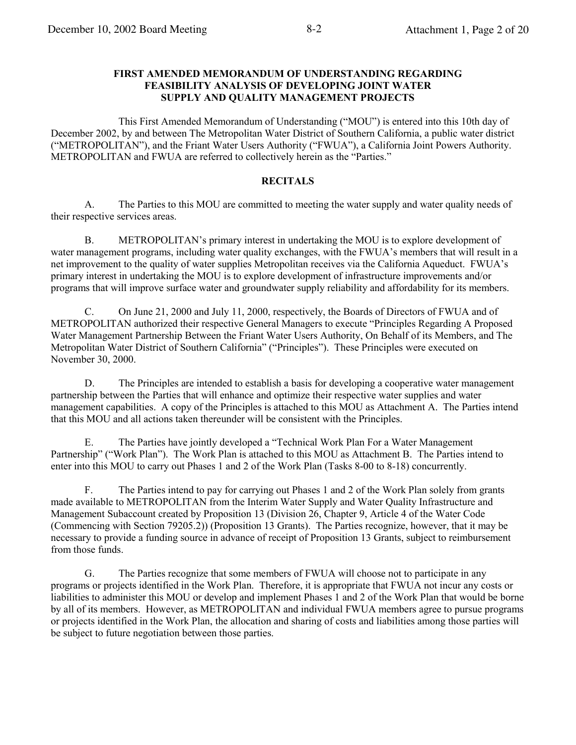**FIRST AMENDED MEMORANDUM OF UNDERSTANDING REGARDING FEASIBILITY ANALYSIS OF DEVELOPING JOINT WATER SUPPLY AND QUALITY MANAGEMENT PROJECTS**

This First Amended Memorandum of Understanding ("MOU") is entered into this 10th day of December 2002, by and between The Metropolitan Water District of Southern California, a public water district ("METROPOLITAN"), and the Friant Water Users Authority ("FWUA"), a California Joint Powers Authority. METROPOLITAN and FWUA are referred to collectively herein as the "Parties."

**RECITALS**

A. The Parties to this MOU are committed to meeting the water supply and water quality needs of their respective services areas.

B. METROPOLITAN's primary interest in undertaking the MOU is to explore development of water management programs, including water quality exchanges, with the FWUA's members that will result in a net improvement to the quality of water supplies Metropolitan receives via the California Aqueduct. FWUA's primary interest in undertaking the MOU is to explore development of infrastructure improvements and/or programs that will improve surface water and groundwater supply reliability and affordability for its members.

C. On June 21, 2000 and July 11, 2000, respectively, the Boards of Directors of FWUA and of METROPOLITAN authorized their respective General Managers to execute "Principles Regarding A Proposed Water Management Partnership Between the Friant Water Users Authority, On Behalf of its Members, and The Metropolitan Water District of Southern California" ("Principles"). These Principles were executed on November 30, 2000.

D. The Principles are intended to establish a basis for developing a cooperative water management partnership between the Parties that will enhance and optimize their respective water supplies and water management capabilities. A copy of the Principles is attached to this MOU as Attachment A. The Parties intend that this MOU and all actions taken thereunder will be consistent with the Principles.

E. The Parties have jointly developed a "Technical Work Plan For a Water Management Partnership" ("Work Plan"). The Work Plan is attached to this MOU as Attachment B. The Parties intend to enter into this MOU to carry out Phases 1 and 2 of the Work Plan (Tasks 8-00 to 8-18) concurrently.

F. The Parties intend to pay for carrying out Phases 1 and 2 of the Work Plan solely from grants made available to METROPOLITAN from the Interim Water Supply and Water Quality Infrastructure and Management Subaccount created by Proposition 13 (Division 26, Chapter 9, Article 4 of the Water Code (Commencing with Section 79205.2)) (Proposition 13 Grants). The Parties recognize, however, that it may be necessary to provide a funding source in advance of receipt of Proposition 13 Grants, subject to reimbursement from those funds.

G. The Parties recognize that some members of FWUA will choose not to participate in any programs or projects identified in the Work Plan. Therefore, it is appropriate that FWUA not incur any costs or liabilities to administer this MOU or develop and implement Phases 1 and 2 of the Work Plan that would be borne by all of its members. However, as METROPOLITAN and individual FWUA members agree to pursue programs or projects identified in the Work Plan, the allocation and sharing of costs and liabilities among those parties will be subject to future negotiation between those parties.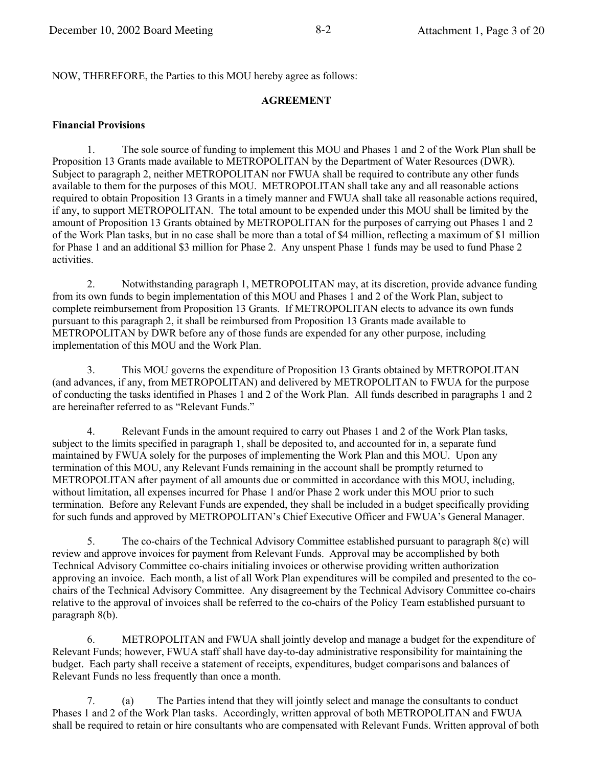NOW, THEREFORE, the Parties to this MOU hereby agree as follows:

## AGREEMENT

**Financial Provisions**

1. The sole source of funding to implement this MOU and Phases 1 and 2 of the Work Plan shall be Proposition 13 Grants made available to METROPOLITAN by the Department of Water Resources (DWR). Subject to paragraph 2, neither METROPOLITAN nor FWUA shall be required to contribute any other funds available to them for the purposes of this MOU. METROPOLITAN shall take any and all reasonable actions required to obtain Proposition 13 Grants in a timely manner and FWUA shall take all reasonable actions required, if any, to support METROPOLITAN. The total amount to be expended under this MOU shall be limited by the amount of Proposition 13 Grants obtained by METROPOLITAN for the purposes of carrying out Phases 1 and 2 of the Work Plan tasks, but in no case shall be more than a total of $4 million, reflecting a maximum of $1 million for Phase 1 and an additional $3 million for Phase 2. Any unspent Phase 1 funds may be used to fund Phase 2 activities.

2. Notwithstanding paragraph 1, METROPOLITAN may, at its discretion, provide advance funding from its own funds to begin implementation of this MOU and Phases 1 and 2 of the Work Plan, subject to complete reimbursement from Proposition 13 Grants. If METROPOLITAN elects to advance its own funds pursuant to this paragraph 2, it shall be reimbursed from Proposition 13 Grants made available to METROPOLITAN by DWR before any of those funds are expended for any other purpose, including implementation of this MOU and the Work Plan.

3. This MOU governs the expenditure of Proposition 13 Grants obtained by METROPOLITAN (and advances, if any, from METROPOLITAN) and delivered by METROPOLITAN to FWUA for the purpose of conducting the tasks identified in Phases 1 and 2 of the Work Plan. All funds described in paragraphs 1 and 2 are hereinafter referred to as "Relevant Funds."

4. Relevant Funds in the amount required to carry out Phases 1 and 2 of the Work Plan tasks, subject to the limits specified in paragraph 1, shall be deposited to, and accounted for in, a separate fund maintained by FWUA solely for the purposes of implementing the Work Plan and this MOU. Upon any termination of this MOU, any Relevant Funds remaining in the account shall be promptly returned to METROPOLITAN after payment of all amounts due or committed in accordance with this MOU, including, without limitation, all expenses incurred for Phase 1 and/or Phase 2 work under this MOU prior to such termination. Before any Relevant Funds are expended, they shall be included in a budget specifically providing for such funds and approved by METROPOLITAN's Chief Executive Officer and FWUA's General Manager.

5. The co-chairs of the Technical Advisory Committee established pursuant to paragraph 8(c) will review and approve invoices for payment from Relevant Funds. Approval may be accomplished by both Technical Advisory Committee co-chairs initialing invoices or otherwise providing written authorization approving an invoice. Each month, a list of all Work Plan expenditures will be compiled and presented to the co-chairs of the Technical Advisory Committee. Any disagreement by the Technical Advisory Committee co-chairs relative to the approval of invoices shall be referred to the co-chairs of the Policy Team established pursuant to paragraph 8(b).

6. METROPOLITAN and FWUA shall jointly develop and manage a budget for the expenditure of Relevant Funds; however, FWUA staff shall have day-to-day administrative responsibility for maintaining the budget. Each party shall receive a statement of receipts, expenditures, budget comparisons and balances of Relevant Funds no less frequently than once a month.

7. (a) The Parties intend that they will jointly select and manage the consultants to conduct Phases 1 and 2 of the Work Plan tasks. Accordingly, written approval of both METROPOLITAN and FWUA shall be required to retain or hire consultants who are compensated with Relevant Funds. Written approval of both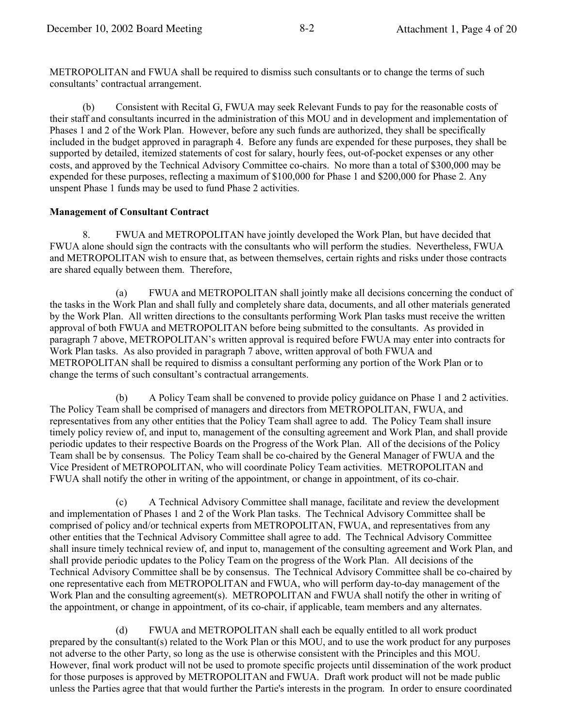METROPOLITAN and FWUA shall be required to dismiss such consultants or to change the terms of such consultants' contractual arrangement.

(b) Consistent with Recital G, FWUA may seek Relevant Funds to pay for the reasonable costs of their staff and consultants incurred in the administration of this MOU and in development and implementation of Phases 1 and 2 of the Work Plan. However, before any such funds are authorized, they shall be specifically included in the budget approved in paragraph 4. Before any funds are expended for these purposes, they shall be supported by detailed, itemized statements of cost for salary, hourly fees, out-of-pocket expenses or any other costs, and approved by the Technical Advisory Committee co-chairs. No more than a total of $300,000 may be expended for these purposes, reflecting a maximum of $100,000 for Phase 1 and $200,000 for Phase 2. Any unspent Phase 1 funds may be used to fund Phase 2 activities.

**Management of Consultant Contract**

8. FWUA and METROPOLITAN have jointly developed the Work Plan, but have decided that FWUA alone should sign the contracts with the consultants who will perform the studies. Nevertheless, FWUA and METROPOLITAN wish to ensure that, as between themselves, certain rights and risks under those contracts are shared equally between them. Therefore,

(a) FWUA and METROPOLITAN shall jointly make all decisions concerning the conduct of the tasks in the Work Plan and shall fully and completely share data, documents, and all other materials generated by the Work Plan. All written directions to the consultants performing Work Plan tasks must receive the written approval of both FWUA and METROPOLITAN before being submitted to the consultants. As provided in paragraph 7 above, METROPOLITAN's written approval is required before FWUA may enter into contracts for Work Plan tasks. As also provided in paragraph 7 above, written approval of both FWUA and METROPOLITAN shall be required to dismiss a consultant performing any portion of the Work Plan or to change the terms of such consultant's contractual arrangements.

(b) A Policy Team shall be convened to provide policy guidance on Phase 1 and 2 activities. The Policy Team shall be comprised of managers and directors from METROPOLITAN, FWUA, and representatives from any other entities that the Policy Team shall agree to add. The Policy Team shall insure timely policy review of, and input to, management of the consulting agreement and Work Plan, and shall provide periodic updates to their respective Boards on the Progress of the Work Plan. All of the decisions of the Policy Team shall be by consensus. The Policy Team shall be co-chaired by the General Manager of FWUA and the Vice President of METROPOLITAN, who will coordinate Policy Team activities. METROPOLITAN and FWUA shall notify the other in writing of the appointment, or change in appointment, of its co-chair.

(c) A Technical Advisory Committee shall manage, facilitate and review the development and implementation of Phases 1 and 2 of the Work Plan tasks. The Technical Advisory Committee shall be comprised of policy and/or technical experts from METROPOLITAN, FWUA, and representatives from any other entities that the Technical Advisory Committee shall agree to add. The Technical Advisory Committee shall insure timely technical review of, and input to, management of the consulting agreement and Work Plan, and shall provide periodic updates to the Policy Team on the progress of the Work Plan. All decisions of the Technical Advisory Committee shall be by consensus. The Technical Advisory Committee shall be co-chaired by one representative each from METROPOLITAN and FWUA, who will perform day-to-day management of the Work Plan and the consulting agreement(s). METROPOLITAN and FWUA shall notify the other in writing of the appointment, or change in appointment, of its co-chair, if applicable, team members and any alternates.

(d) FWUA and METROPOLITAN shall each be equally entitled to all work product prepared by the consultant(s) related to the Work Plan or this MOU, and to use the work product for any purposes not adverse to the other Party, so long as the use is otherwise consistent with the Principles and this MOU. However, final work product will not be used to promote specific projects until dissemination of the work product for those purposes is approved by METROPOLITAN and FWUA. Draft work product will not be made public unless the Parties agree that that would further the Partie's interests in the program. In order to ensure coordinated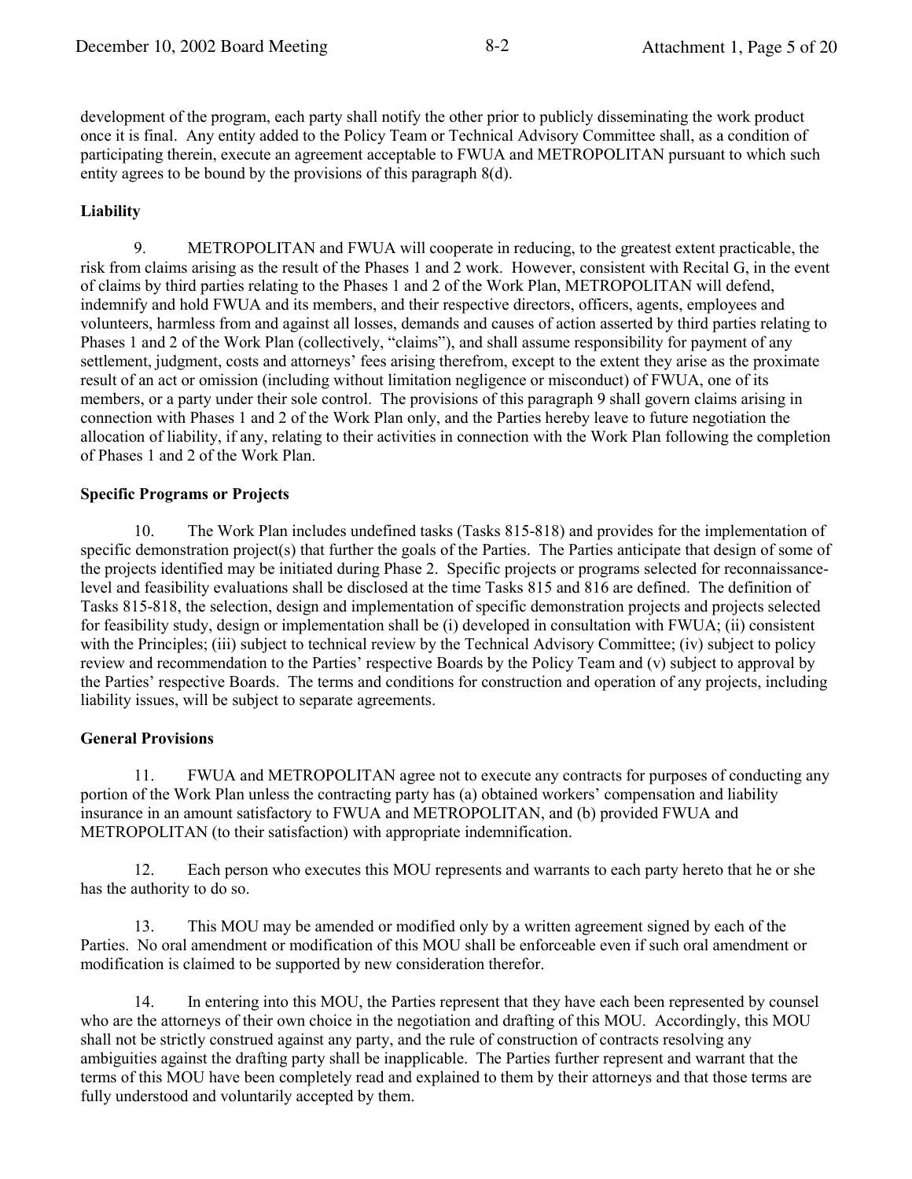development of the program, each party shall notify the other prior to publicly disseminating the work product once it is final. Any entity added to the Policy Team or Technical Advisory Committee shall, as a condition of participating therein, execute an agreement acceptable to FWUA and METROPOLITAN pursuant to which such entity agrees to be bound by the provisions of this paragraph 8(d).

**Liability**

9. METROPOLITAN and FWUA will cooperate in reducing, to the greatest extent practicable, the risk from claims arising as the result of the Phases 1 and 2 work. However, consistent with Recital G, in the event of claims by third parties relating to the Phases 1 and 2 of the Work Plan, METROPOLITAN will defend, indemnify and hold FWUA and its members, and their respective directors, officers, agents, employees and volunteers, harmless from and against all losses, demands and causes of action asserted by third parties relating to Phases 1 and 2 of the Work Plan (collectively, "claims"), and shall assume responsibility for payment of any settlement, judgment, costs and attorneys' fees arising therefrom, except to the extent they arise as the proximate result of an act or omission (including without limitation negligence or misconduct) of FWUA, one of its members, or a party under their sole control. The provisions of this paragraph 9 shall govern claims arising in connection with Phases 1 and 2 of the Work Plan only, and the Parties hereby leave to future negotiation the allocation of liability, if any, relating to their activities in connection with the Work Plan following the completion of Phases 1 and 2 of the Work Plan.

**Specific Programs or Projects**

10. The Work Plan includes undefined tasks (Tasks 815-818) and provides for the implementation of specific demonstration project(s) that further the goals of the Parties. The Parties anticipate that design of some of the projects identified may be initiated during Phase 2. Specific projects or programs selected for reconnaissance-level and feasibility evaluations shall be disclosed at the time Tasks 815 and 816 are defined. The definition of Tasks 815-818, the selection, design and implementation of specific demonstration projects and projects selected for feasibility study, design or implementation shall be (i) developed in consultation with FWUA; (ii) consistent with the Principles; (iii) subject to technical review by the Technical Advisory Committee; (iv) subject to policy review and recommendation to the Parties' respective Boards by the Policy Team and (v) subject to approval by the Parties' respective Boards. The terms and conditions for construction and operation of any projects, including liability issues, will be subject to separate agreements.

**General Provisions**

11. FWUA and METROPOLITAN agree not to execute any contracts for purposes of conducting any portion of the Work Plan unless the contracting party has (a) obtained workers' compensation and liability insurance in an amount satisfactory to FWUA and METROPOLITAN, and (b) provided FWUA and METROPOLITAN (to their satisfaction) with appropriate indemnification.

12. Each person who executes this MOU represents and warrants to each party hereto that he or she has the authority to do so.

13. This MOU may be amended or modified only by a written agreement signed by each of the Parties. No oral amendment or modification of this MOU shall be enforceable even if such oral amendment or modification is claimed to be supported by new consideration therefor.

14. In entering into this MOU, the Parties represent that they have each been represented by counsel who are the attorneys of their own choice in the negotiation and drafting of this MOU. Accordingly, this MOU shall not be strictly construed against any party, and the rule of construction of contracts resolving any ambiguities against the drafting party shall be inapplicable. The Parties further represent and warrant that the terms of this MOU have been completely read and explained to them by their attorneys and that those terms are fully understood and voluntarily accepted by them.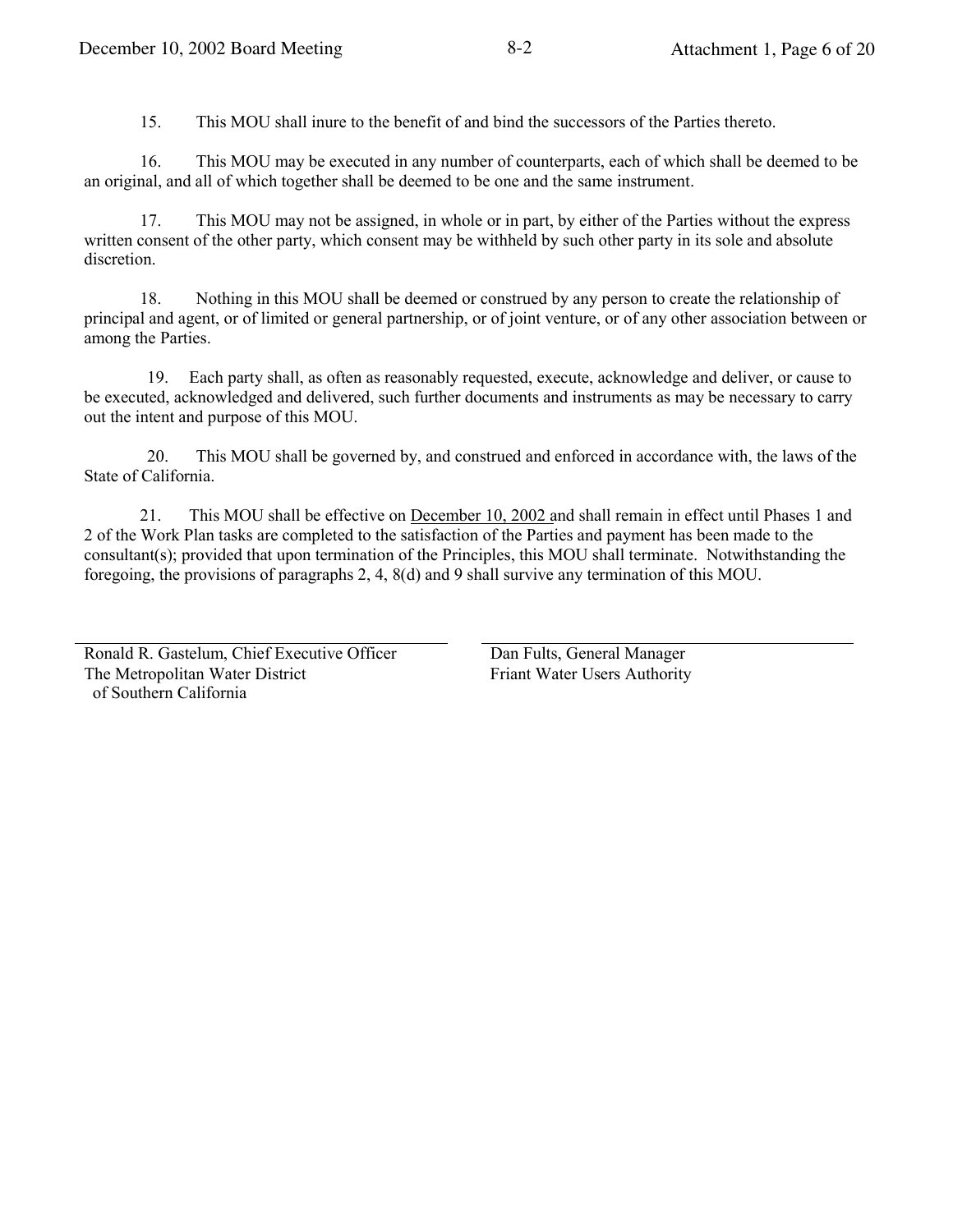15. This MOU shall inure to the benefit of and bind the successors of the Parties thereto.

16. This MOU may be executed in any number of counterparts, each of which shall be deemed to be an original, and all of which together shall be deemed to be one and the same instrument.

17. This MOU may not be assigned, in whole or in part, by either of the Parties without the express written consent of the other party, which consent may be withheld by such other party in its sole and absolute discretion.

18. Nothing in this MOU shall be deemed or construed by any person to create the relationship of principal and agent, or of limited or general partnership, or of joint venture, or of any other association between or among the Parties.

19. Each party shall, as often as reasonably requested, execute, acknowledge and deliver, or cause to be executed, acknowledged and delivered, such further documents and instruments as may be necessary to carry out the intent and purpose of this MOU.

20. This MOU shall be governed by, and construed and enforced in accordance with, the laws of the State of California.

21. This MOU shall be effective on December 10, 2002 and shall remain in effect until Phases 1 and 2 of the Work Plan tasks are completed to the satisfaction of the Parties and payment has been made to the consultant(s); provided that upon termination of the Principles, this MOU shall terminate. Notwithstanding the foregoing, the provisions of paragraphs 2, 4, 8(d) and 9 shall survive any termination of this MOU.

\_\_\_\_\_\_\_\_\_\_\_\_\_\_\_\_\_\_\_\_\_\_\_\_\_\_\_\_\_\_\_\_\_\_\_\_\_\_\_\_
Ronald R. Gastelum, Chief Executive Officer
The Metropolitan Water District
of Southern California

\_\_\_\_\_\_\_\_\_\_\_\_\_\_\_\_\_\_\_\_\_\_\_\_\_\_\_\_\_\_\_\_\_\_\_\_\_\_\_\_
Dan Fults, General Manager
Friant Water Users Authority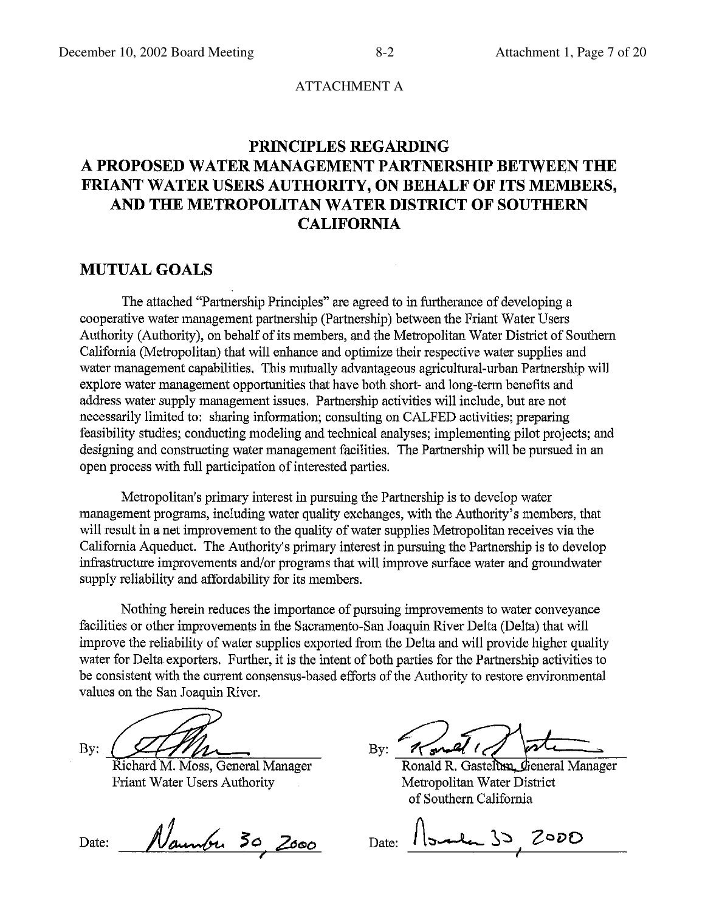ATTACHMENT A

# PRINCIPLES REGARDING A PROPOSED WATER MANAGEMENT PARTNERSHIP BETWEEN THE FRIANT WATER USERS AUTHORITY, ON BEHALF OF ITS MEMBERS, AND THE METROPOLITAN WATER DISTRICT OF SOUTHERN CALIFORNIA

## MUTUAL GOALS

The attached "Partnership Principles" are agreed to in furtherance of developing a cooperative water management partnership (Partnership) between the Friant Water Users Authority (Authority), on behalf of its members, and the Metropolitan Water District of Southern California (Metropolitan) that will enhance and optimize their respective water supplies and water management capabilities. This mutually advantageous agricultural-urban Partnership will explore water management opportunities that have both short- and long-term benefits and address water supply management issues. Partnership activities will include, but are not necessarily limited to: sharing information; consulting on CALFED activities; preparing feasibility studies; conducting modeling and technical analyses; implementing pilot projects; and designing and constructing water management facilities. The Partnership will be pursued in an open process with full participation of interested parties.

Metropolitan's primary interest in pursuing the Partnership is to develop water management programs, including water quality exchanges, with the Authority's members, that will result in a net improvement to the quality of water supplies Metropolitan receives via the California Aqueduct. The Authority's primary interest in pursuing the Partnership is to develop infrastructure improvements and/or programs that will improve surface water and groundwater supply reliability and affordability for its members.

Nothing herein reduces the importance of pursuing improvements to water conveyance facilities or other improvements in the Sacramento-San Joaquin River Delta (Delta) that will improve the reliability of water supplies exported from the Delta and will provide higher quality water for Delta exporters. Further, it is the intent of both parties for the Partnership activities to be consistent with the current consensus-based efforts of the Authority to restore environmental values on the San Joaquin River.

By: ____________________
Richard M. Moss, General Manager
Friant Water Users Authority

Date: November 30, 2000

By: ____________________
Ronald R. Gastelum, General Manager
Metropolitan Water District of Southern California

Date: November 30, 2000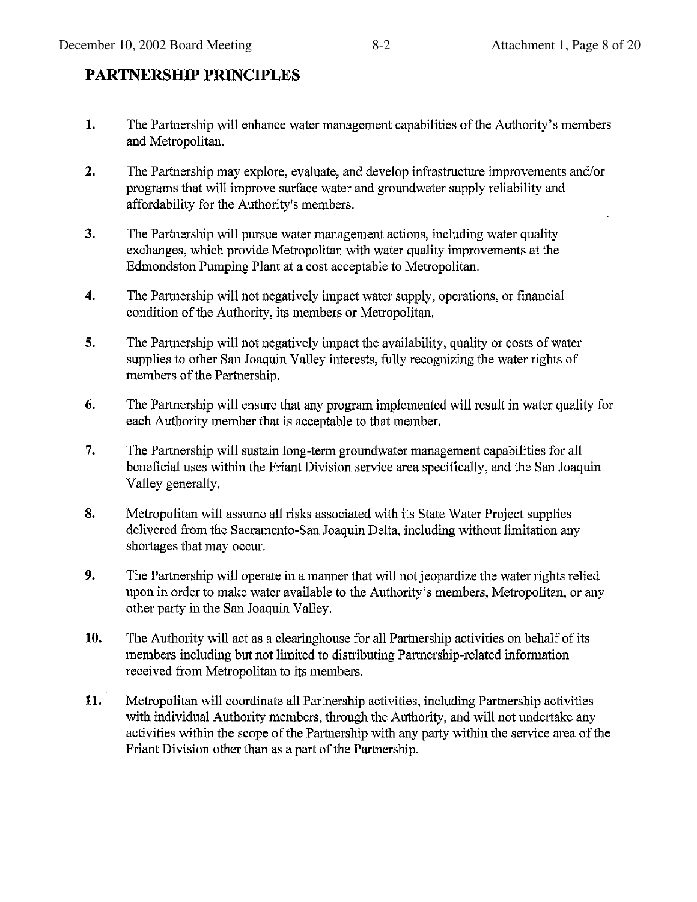## PARTNERSHIP PRINCIPLES

1. The Partnership will enhance water management capabilities of the Authority's members and Metropolitan.

2. The Partnership may explore, evaluate, and develop infrastructure improvements and/or programs that will improve surface water and groundwater supply reliability and affordability for the Authority's members.

3. The Partnership will pursue water management actions, including water quality exchanges, which provide Metropolitan with water quality improvements at the Edmondston Pumping Plant at a cost acceptable to Metropolitan.

4. The Partnership will not negatively impact water supply, operations, or financial condition of the Authority, its members or Metropolitan.

5. The Partnership will not negatively impact the availability, quality or costs of water supplies to other San Joaquin Valley interests, fully recognizing the water rights of members of the Partnership.

6. The Partnership will ensure that any program implemented will result in water quality for each Authority member that is acceptable to that member.

7. The Partnership will sustain long-term groundwater management capabilities for all beneficial uses within the Friant Division service area specifically, and the San Joaquin Valley generally.

8. Metropolitan will assume all risks associated with its State Water Project supplies delivered from the Sacramento-San Joaquin Delta, including without limitation any shortages that may occur.

9. The Partnership will operate in a manner that will not jeopardize the water rights relied upon in order to make water available to the Authority's members, Metropolitan, or any other party in the San Joaquin Valley.

10. The Authority will act as a clearinghouse for all Partnership activities on behalf of its members including but not limited to distributing Partnership-related information received from Metropolitan to its members.

11. Metropolitan will coordinate all Partnership activities, including Partnership activities with individual Authority members, through the Authority, and will not undertake any activities within the scope of the Partnership with any party within the service area of the Friant Division other than as a part of the Partnership.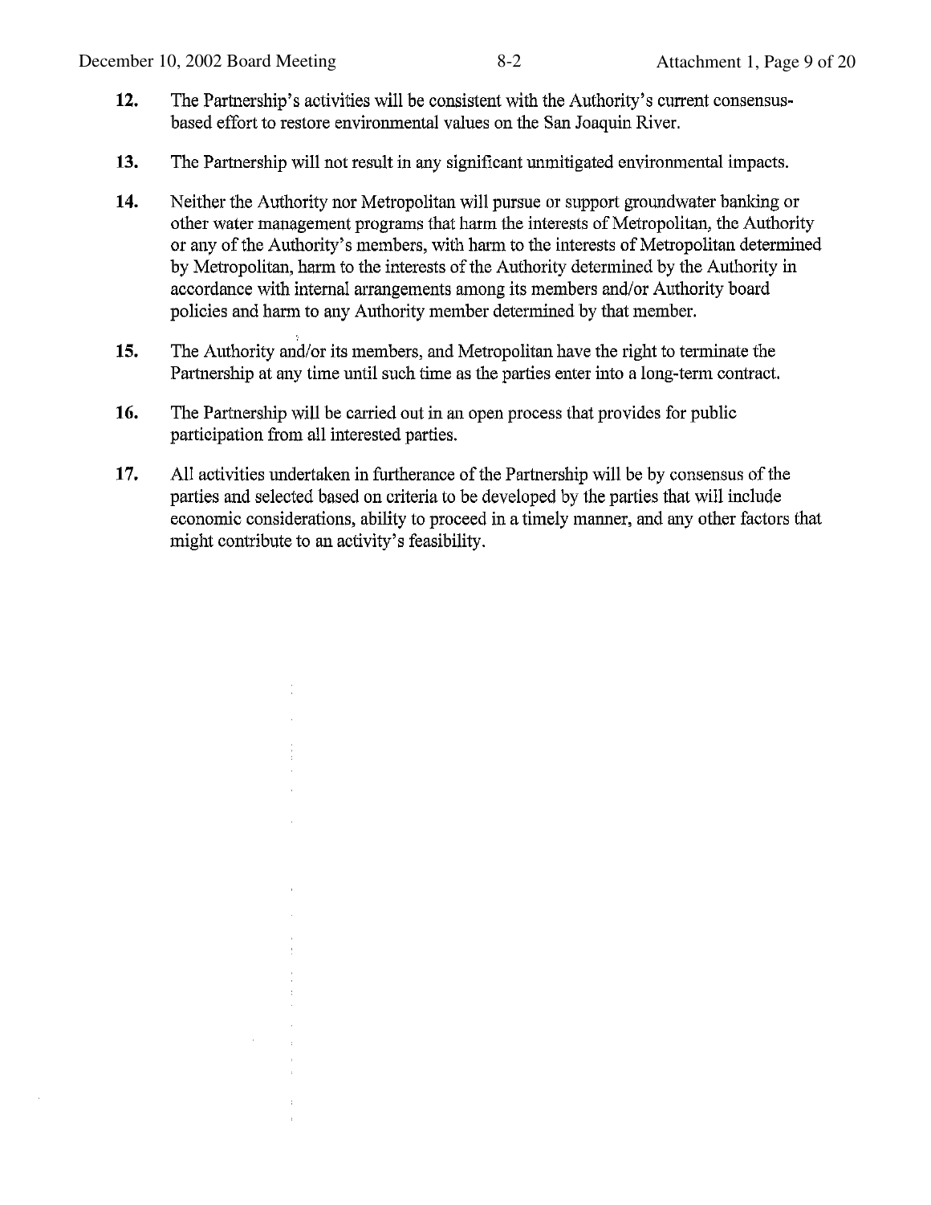**12.** The Partnership's activities will be consistent with the Authority's current consensus-based effort to restore environmental values on the San Joaquin River.

**13.** The Partnership will not result in any significant unmitigated environmental impacts.

**14.** Neither the Authority nor Metropolitan will pursue or support groundwater banking or other water management programs that harm the interests of Metropolitan, the Authority or any of the Authority's members, with harm to the interests of Metropolitan determined by Metropolitan, harm to the interests of the Authority determined by the Authority in accordance with internal arrangements among its members and/or Authority board policies and harm to any Authority member determined by that member.

**15.** The Authority and/or its members, and Metropolitan have the right to terminate the Partnership at any time until such time as the parties enter into a long-term contract.

**16.** The Partnership will be carried out in an open process that provides for public participation from all interested parties.

**17.** All activities undertaken in furtherance of the Partnership will be by consensus of the parties and selected based on criteria to be developed by the parties that will include economic considerations, ability to proceed in a timely manner, and any other factors that might contribute to an activity's feasibility.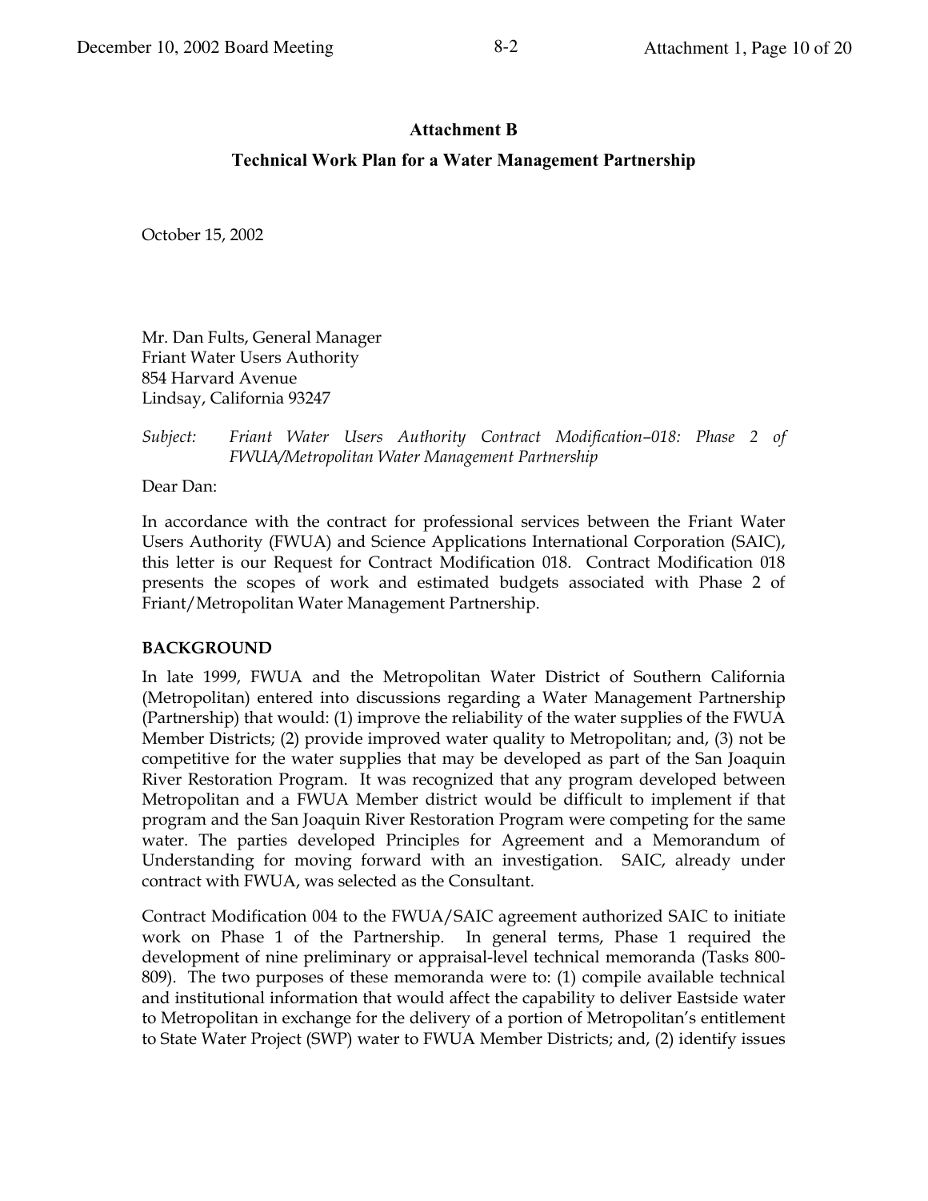**Attachment B**

**Technical Work Plan for a Water Management Partnership**

October 15, 2002

Mr. Dan Fults, General Manager
Friant Water Users Authority
854 Harvard Avenue
Lindsay, California 93247

*Subject: Friant Water Users Authority Contract Modification–018: Phase 2 of FWUA/Metropolitan Water Management Partnership*

Dear Dan:

In accordance with the contract for professional services between the Friant Water Users Authority (FWUA) and Science Applications International Corporation (SAIC), this letter is our Request for Contract Modification 018. Contract Modification 018 presents the scopes of work and estimated budgets associated with Phase 2 of Friant/Metropolitan Water Management Partnership.

**BACKGROUND**

In late 1999, FWUA and the Metropolitan Water District of Southern California (Metropolitan) entered into discussions regarding a Water Management Partnership (Partnership) that would: (1) improve the reliability of the water supplies of the FWUA Member Districts; (2) provide improved water quality to Metropolitan; and, (3) not be competitive for the water supplies that may be developed as part of the San Joaquin River Restoration Program. It was recognized that any program developed between Metropolitan and a FWUA Member district would be difficult to implement if that program and the San Joaquin River Restoration Program were competing for the same water. The parties developed Principles for Agreement and a Memorandum of Understanding for moving forward with an investigation. SAIC, already under contract with FWUA, was selected as the Consultant.

Contract Modification 004 to the FWUA/SAIC agreement authorized SAIC to initiate work on Phase 1 of the Partnership. In general terms, Phase 1 required the development of nine preliminary or appraisal-level technical memoranda (Tasks 800-809). The two purposes of these memoranda were to: (1) compile available technical and institutional information that would affect the capability to deliver Eastside water to Metropolitan in exchange for the delivery of a portion of Metropolitan's entitlement to State Water Project (SWP) water to FWUA Member Districts; and, (2) identify issues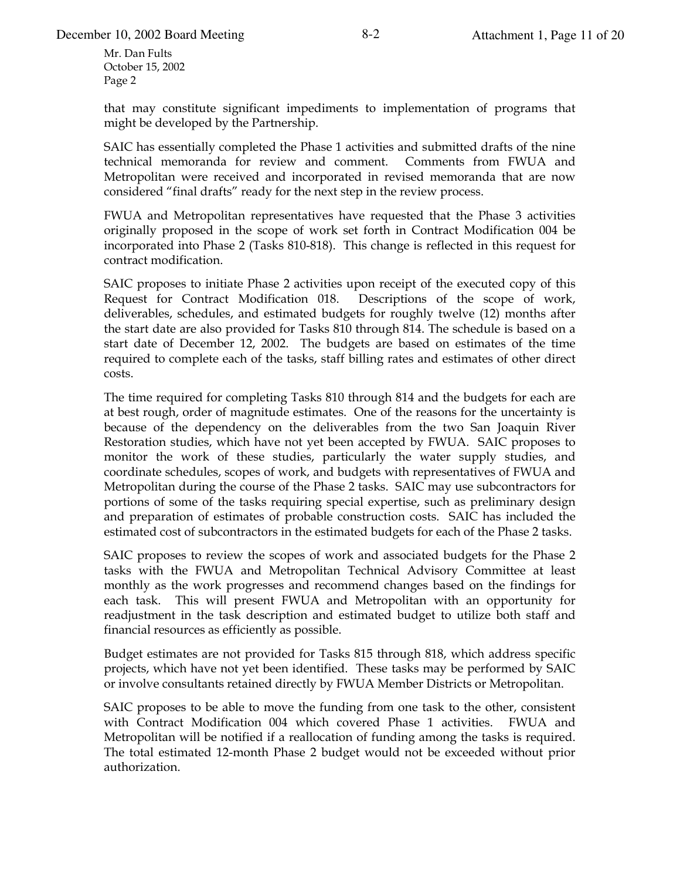Mr. Dan Fults
October 15, 2002
Page 2

that may constitute significant impediments to implementation of programs that might be developed by the Partnership.

SAIC has essentially completed the Phase 1 activities and submitted drafts of the nine technical memoranda for review and comment. Comments from FWUA and Metropolitan were received and incorporated in revised memoranda that are now considered "final drafts" ready for the next step in the review process.

FWUA and Metropolitan representatives have requested that the Phase 3 activities originally proposed in the scope of work set forth in Contract Modification 004 be incorporated into Phase 2 (Tasks 810-818). This change is reflected in this request for contract modification.

SAIC proposes to initiate Phase 2 activities upon receipt of the executed copy of this Request for Contract Modification 018. Descriptions of the scope of work, deliverables, schedules, and estimated budgets for roughly twelve (12) months after the start date are also provided for Tasks 810 through 814. The schedule is based on a start date of December 12, 2002. The budgets are based on estimates of the time required to complete each of the tasks, staff billing rates and estimates of other direct costs.

The time required for completing Tasks 810 through 814 and the budgets for each are at best rough, order of magnitude estimates. One of the reasons for the uncertainty is because of the dependency on the deliverables from the two San Joaquin River Restoration studies, which have not yet been accepted by FWUA. SAIC proposes to monitor the work of these studies, particularly the water supply studies, and coordinate schedules, scopes of work, and budgets with representatives of FWUA and Metropolitan during the course of the Phase 2 tasks. SAIC may use subcontractors for portions of some of the tasks requiring special expertise, such as preliminary design and preparation of estimates of probable construction costs. SAIC has included the estimated cost of subcontractors in the estimated budgets for each of the Phase 2 tasks.

SAIC proposes to review the scopes of work and associated budgets for the Phase 2 tasks with the FWUA and Metropolitan Technical Advisory Committee at least monthly as the work progresses and recommend changes based on the findings for each task. This will present FWUA and Metropolitan with an opportunity for readjustment in the task description and estimated budget to utilize both staff and financial resources as efficiently as possible.

Budget estimates are not provided for Tasks 815 through 818, which address specific projects, which have not yet been identified. These tasks may be performed by SAIC or involve consultants retained directly by FWUA Member Districts or Metropolitan.

SAIC proposes to be able to move the funding from one task to the other, consistent with Contract Modification 004 which covered Phase 1 activities. FWUA and Metropolitan will be notified if a reallocation of funding among the tasks is required. The total estimated 12-month Phase 2 budget would not be exceeded without prior authorization.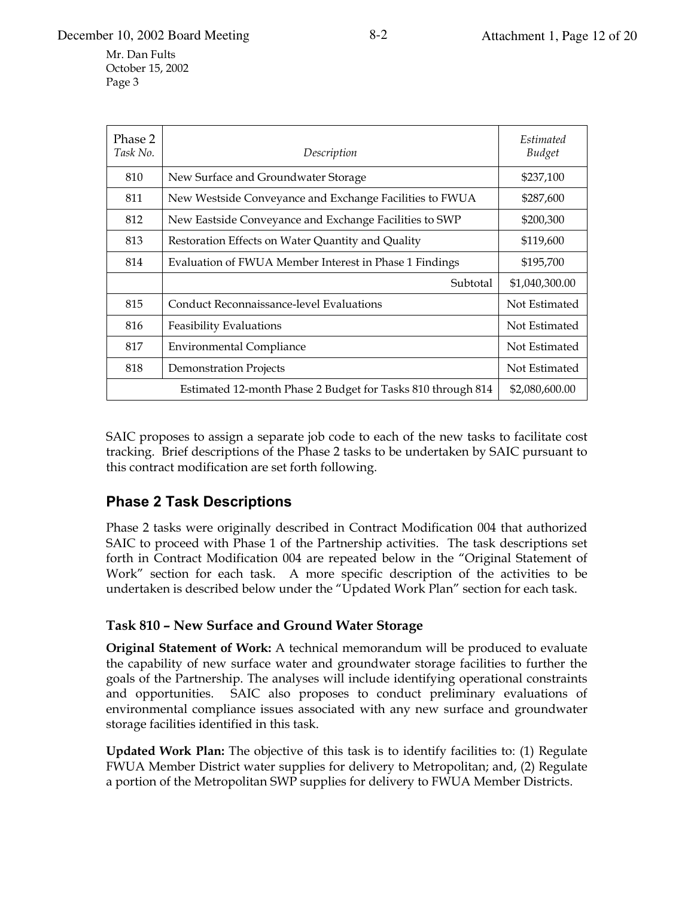Mr. Dan Fults
October 15, 2002
Page 3

| Phase 2 *Task No.* | *Description* | *Estimated Budget* |
|---|---|---|
| 810 | New Surface and Groundwater Storage | $237,100 |
| 811 | New Westside Conveyance and Exchange Facilities to FWUA | $287,600 |
| 812 | New Eastside Conveyance and Exchange Facilities to SWP | $200,300 |
| 813 | Restoration Effects on Water Quantity and Quality | $119,600 |
| 814 | Evaluation of FWUA Member Interest in Phase 1 Findings | $195,700 |
| | Subtotal | $1,040,300.00 |
| 815 | Conduct Reconnaissance-level Evaluations | Not Estimated |
| 816 | Feasibility Evaluations | Not Estimated |
| 817 | Environmental Compliance | Not Estimated |
| 818 | Demonstration Projects | Not Estimated |
| | Estimated 12-month Phase 2 Budget for Tasks 810 through 814 | $2,080,600.00 |

SAIC proposes to assign a separate job code to each of the new tasks to facilitate cost tracking. Brief descriptions of the Phase 2 tasks to be undertaken by SAIC pursuant to this contract modification are set forth following.

## Phase 2 Task Descriptions

Phase 2 tasks were originally described in Contract Modification 004 that authorized SAIC to proceed with Phase 1 of the Partnership activities. The task descriptions set forth in Contract Modification 004 are repeated below in the "Original Statement of Work" section for each task. A more specific description of the activities to be undertaken is described below under the "Updated Work Plan" section for each task.

### Task 810 – New Surface and Ground Water Storage

**Original Statement of Work:** A technical memorandum will be produced to evaluate the capability of new surface water and groundwater storage facilities to further the goals of the Partnership. The analyses will include identifying operational constraints and opportunities. SAIC also proposes to conduct preliminary evaluations of environmental compliance issues associated with any new surface and groundwater storage facilities identified in this task.

**Updated Work Plan:** The objective of this task is to identify facilities to: (1) Regulate FWUA Member District water supplies for delivery to Metropolitan; and, (2) Regulate a portion of the Metropolitan SWP supplies for delivery to FWUA Member Districts.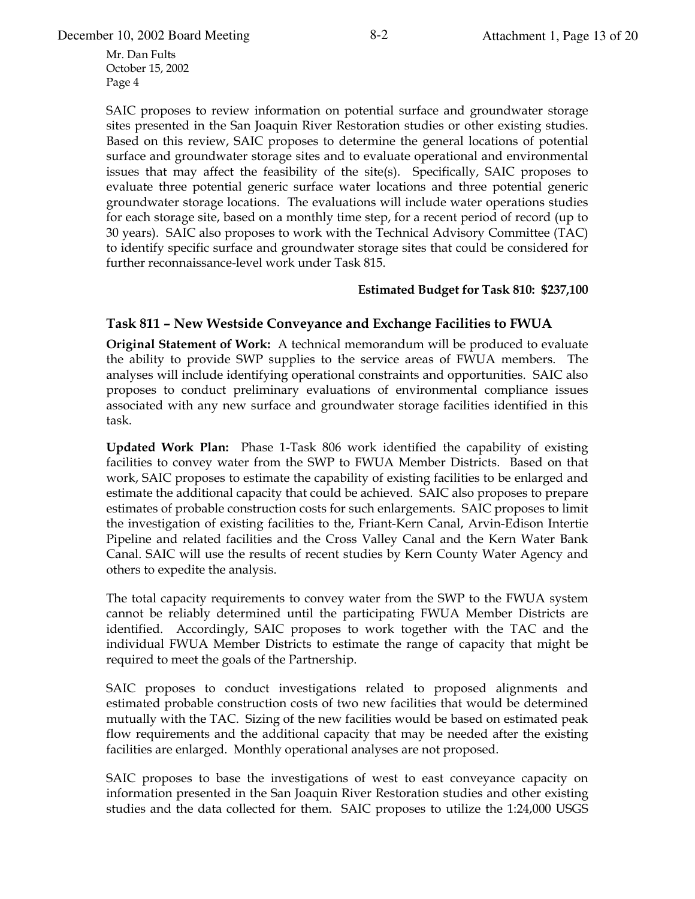Mr. Dan Fults
October 15, 2002
Page 4

SAIC proposes to review information on potential surface and groundwater storage sites presented in the San Joaquin River Restoration studies or other existing studies. Based on this review, SAIC proposes to determine the general locations of potential surface and groundwater storage sites and to evaluate operational and environmental issues that may affect the feasibility of the site(s). Specifically, SAIC proposes to evaluate three potential generic surface water locations and three potential generic groundwater storage locations. The evaluations will include water operations studies for each storage site, based on a monthly time step, for a recent period of record (up to 30 years). SAIC also proposes to work with the Technical Advisory Committee (TAC) to identify specific surface and groundwater storage sites that could be considered for further reconnaissance-level work under Task 815.

**Estimated Budget for Task 810: $237,100**

### Task 811 – New Westside Conveyance and Exchange Facilities to FWUA

**Original Statement of Work:** A technical memorandum will be produced to evaluate the ability to provide SWP supplies to the service areas of FWUA members. The analyses will include identifying operational constraints and opportunities. SAIC also proposes to conduct preliminary evaluations of environmental compliance issues associated with any new surface and groundwater storage facilities identified in this task.

**Updated Work Plan:** Phase 1-Task 806 work identified the capability of existing facilities to convey water from the SWP to FWUA Member Districts. Based on that work, SAIC proposes to estimate the capability of existing facilities to be enlarged and estimate the additional capacity that could be achieved. SAIC also proposes to prepare estimates of probable construction costs for such enlargements. SAIC proposes to limit the investigation of existing facilities to the, Friant-Kern Canal, Arvin-Edison Intertie Pipeline and related facilities and the Cross Valley Canal and the Kern Water Bank Canal. SAIC will use the results of recent studies by Kern County Water Agency and others to expedite the analysis.

The total capacity requirements to convey water from the SWP to the FWUA system cannot be reliably determined until the participating FWUA Member Districts are identified. Accordingly, SAIC proposes to work together with the TAC and the individual FWUA Member Districts to estimate the range of capacity that might be required to meet the goals of the Partnership.

SAIC proposes to conduct investigations related to proposed alignments and estimated probable construction costs of two new facilities that would be determined mutually with the TAC. Sizing of the new facilities would be based on estimated peak flow requirements and the additional capacity that may be needed after the existing facilities are enlarged. Monthly operational analyses are not proposed.

SAIC proposes to base the investigations of west to east conveyance capacity on information presented in the San Joaquin River Restoration studies and other existing studies and the data collected for them. SAIC proposes to utilize the 1:24,000 USGS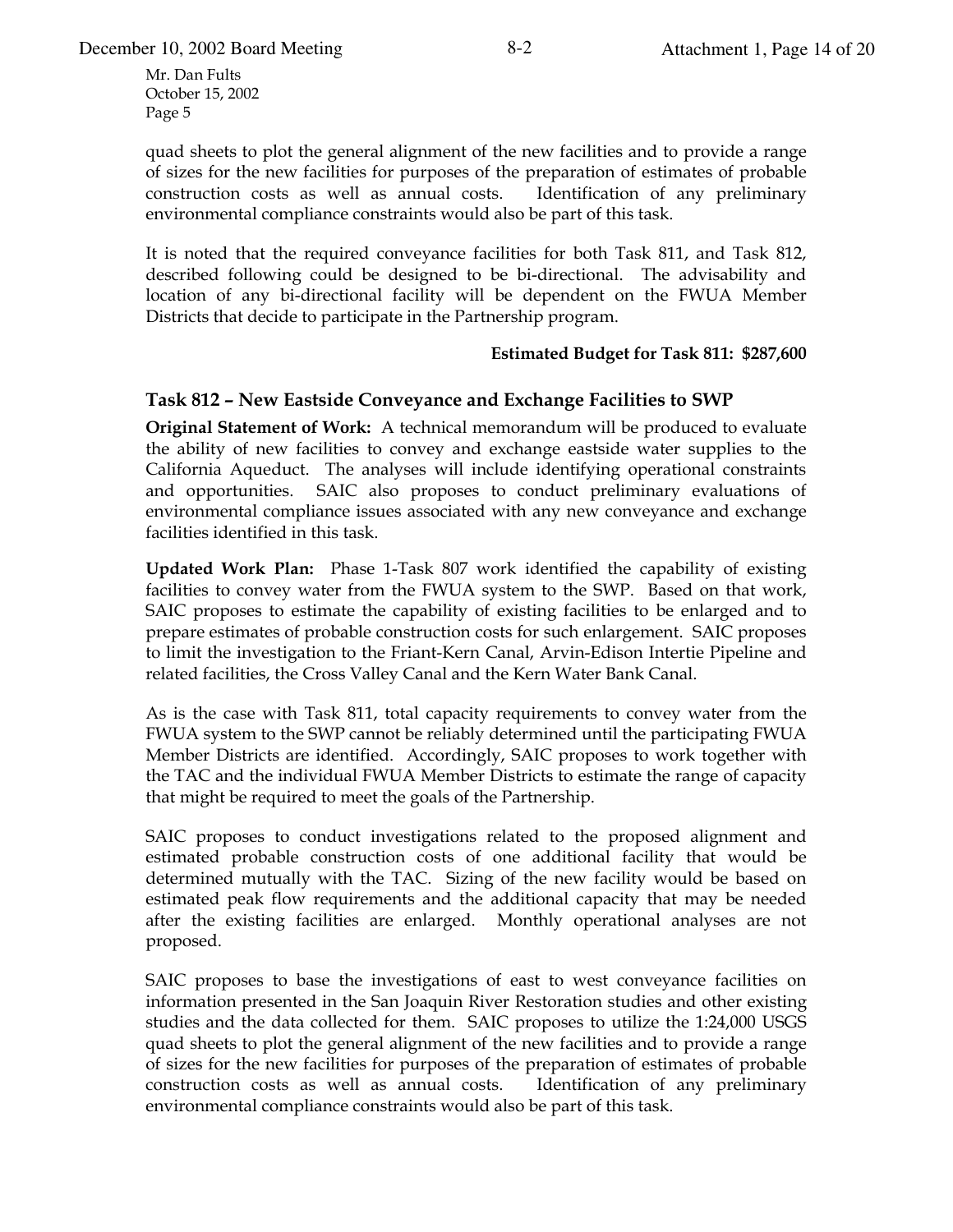quad sheets to plot the general alignment of the new facilities and to provide a range of sizes for the new facilities for purposes of the preparation of estimates of probable construction costs as well as annual costs. Identification of any preliminary environmental compliance constraints would also be part of this task.

It is noted that the required conveyance facilities for both Task 811, and Task 812, described following could be designed to be bi-directional. The advisability and location of any bi-directional facility will be dependent on the FWUA Member Districts that decide to participate in the Partnership program.

**Estimated Budget for Task 811: $287,600**

### Task 812 – New Eastside Conveyance and Exchange Facilities to SWP

**Original Statement of Work:** A technical memorandum will be produced to evaluate the ability of new facilities to convey and exchange eastside water supplies to the California Aqueduct. The analyses will include identifying operational constraints and opportunities. SAIC also proposes to conduct preliminary evaluations of environmental compliance issues associated with any new conveyance and exchange facilities identified in this task.

**Updated Work Plan:** Phase 1-Task 807 work identified the capability of existing facilities to convey water from the FWUA system to the SWP. Based on that work, SAIC proposes to estimate the capability of existing facilities to be enlarged and to prepare estimates of probable construction costs for such enlargement. SAIC proposes to limit the investigation to the Friant-Kern Canal, Arvin-Edison Intertie Pipeline and related facilities, the Cross Valley Canal and the Kern Water Bank Canal.

As is the case with Task 811, total capacity requirements to convey water from the FWUA system to the SWP cannot be reliably determined until the participating FWUA Member Districts are identified. Accordingly, SAIC proposes to work together with the TAC and the individual FWUA Member Districts to estimate the range of capacity that might be required to meet the goals of the Partnership.

SAIC proposes to conduct investigations related to the proposed alignment and estimated probable construction costs of one additional facility that would be determined mutually with the TAC. Sizing of the new facility would be based on estimated peak flow requirements and the additional capacity that may be needed after the existing facilities are enlarged. Monthly operational analyses are not proposed.

SAIC proposes to base the investigations of east to west conveyance facilities on information presented in the San Joaquin River Restoration studies and other existing studies and the data collected for them. SAIC proposes to utilize the 1:24,000 USGS quad sheets to plot the general alignment of the new facilities and to provide a range of sizes for the new facilities for purposes of the preparation of estimates of probable construction costs as well as annual costs. Identification of any preliminary environmental compliance constraints would also be part of this task.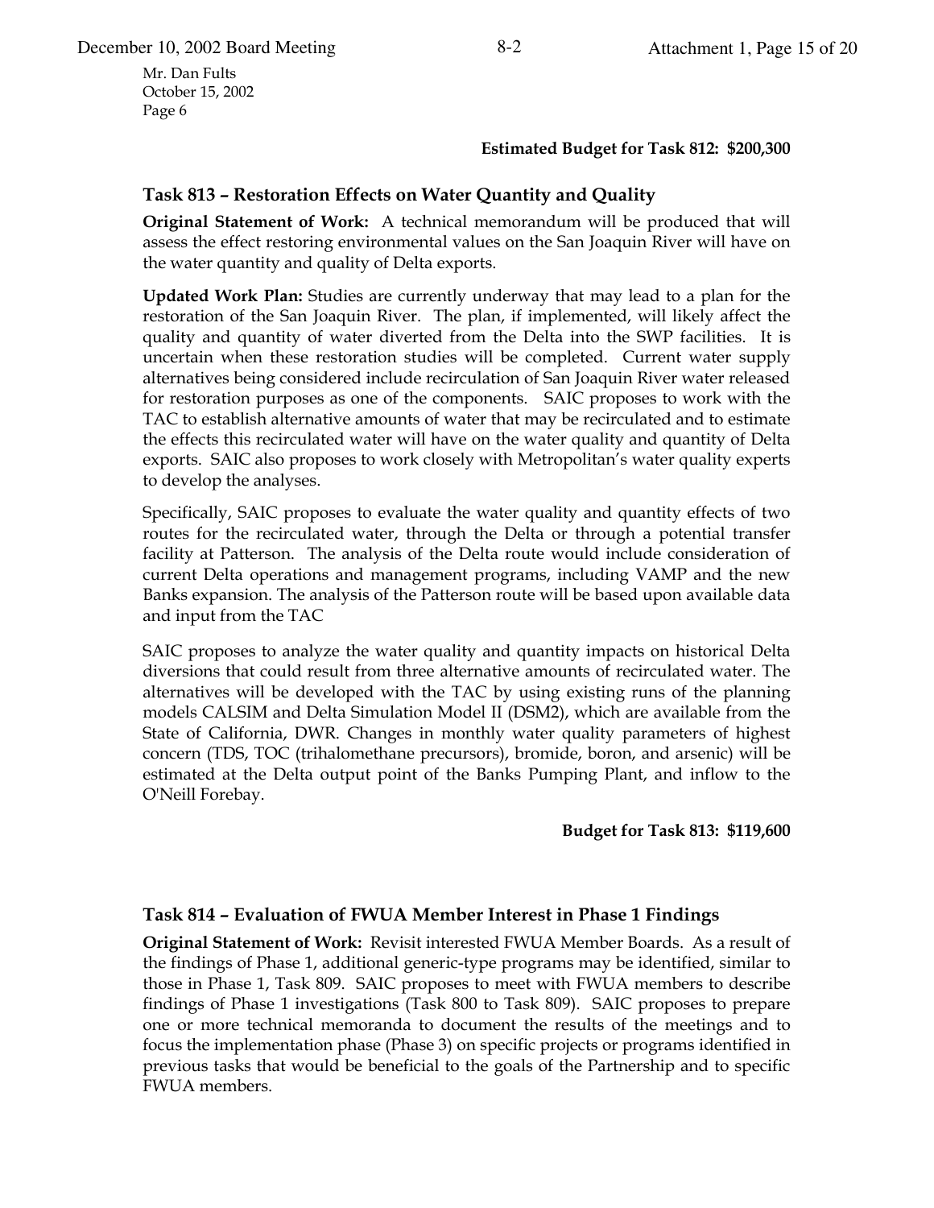Mr. Dan Fults
October 15, 2002
Page 6

**Estimated Budget for Task 812: $200,300**

## Task 813 – Restoration Effects on Water Quantity and Quality

**Original Statement of Work:** A technical memorandum will be produced that will assess the effect restoring environmental values on the San Joaquin River will have on the water quantity and quality of Delta exports.

**Updated Work Plan:** Studies are currently underway that may lead to a plan for the restoration of the San Joaquin River. The plan, if implemented, will likely affect the quality and quantity of water diverted from the Delta into the SWP facilities. It is uncertain when these restoration studies will be completed. Current water supply alternatives being considered include recirculation of San Joaquin River water released for restoration purposes as one of the components. SAIC proposes to work with the TAC to establish alternative amounts of water that may be recirculated and to estimate the effects this recirculated water will have on the water quality and quantity of Delta exports. SAIC also proposes to work closely with Metropolitan's water quality experts to develop the analyses.

Specifically, SAIC proposes to evaluate the water quality and quantity effects of two routes for the recirculated water, through the Delta or through a potential transfer facility at Patterson. The analysis of the Delta route would include consideration of current Delta operations and management programs, including VAMP and the new Banks expansion. The analysis of the Patterson route will be based upon available data and input from the TAC

SAIC proposes to analyze the water quality and quantity impacts on historical Delta diversions that could result from three alternative amounts of recirculated water. The alternatives will be developed with the TAC by using existing runs of the planning models CALSIM and Delta Simulation Model II (DSM2), which are available from the State of California, DWR. Changes in monthly water quality parameters of highest concern (TDS, TOC (trihalomethane precursors), bromide, boron, and arsenic) will be estimated at the Delta output point of the Banks Pumping Plant, and inflow to the O'Neill Forebay.

**Budget for Task 813: $119,600**

## Task 814 – Evaluation of FWUA Member Interest in Phase 1 Findings

**Original Statement of Work:** Revisit interested FWUA Member Boards. As a result of the findings of Phase 1, additional generic-type programs may be identified, similar to those in Phase 1, Task 809. SAIC proposes to meet with FWUA members to describe findings of Phase 1 investigations (Task 800 to Task 809). SAIC proposes to prepare one or more technical memoranda to document the results of the meetings and to focus the implementation phase (Phase 3) on specific projects or programs identified in previous tasks that would be beneficial to the goals of the Partnership and to specific FWUA members.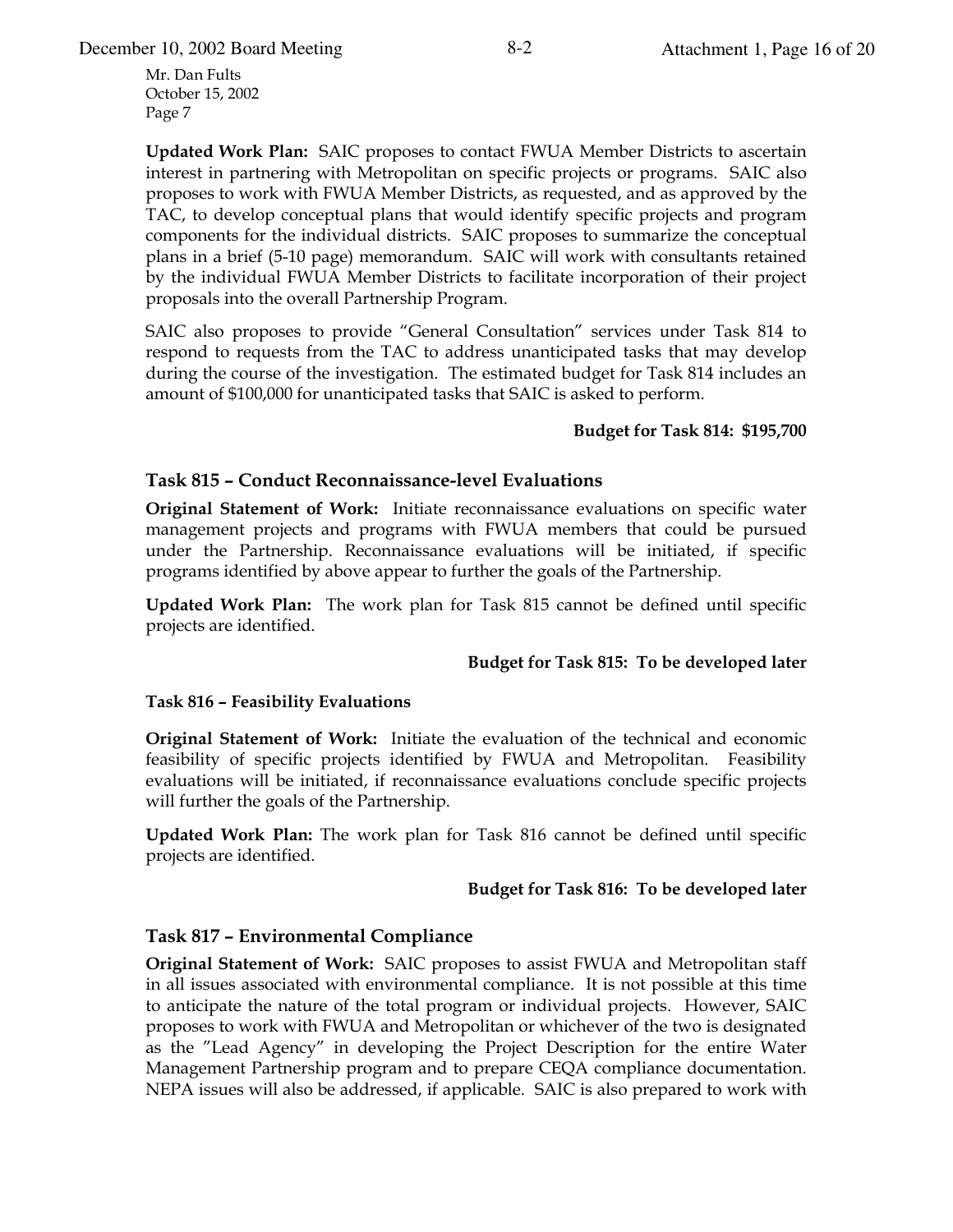Mr. Dan Fults
October 15, 2002
Page 7

**Updated Work Plan:** SAIC proposes to contact FWUA Member Districts to ascertain interest in partnering with Metropolitan on specific projects or programs. SAIC also proposes to work with FWUA Member Districts, as requested, and as approved by the TAC, to develop conceptual plans that would identify specific projects and program components for the individual districts. SAIC proposes to summarize the conceptual plans in a brief (5-10 page) memorandum. SAIC will work with consultants retained by the individual FWUA Member Districts to facilitate incorporation of their project proposals into the overall Partnership Program.

SAIC also proposes to provide "General Consultation" services under Task 814 to respond to requests from the TAC to address unanticipated tasks that may develop during the course of the investigation. The estimated budget for Task 814 includes an amount of $100,000 for unanticipated tasks that SAIC is asked to perform.

**Budget for Task 814: $195,700**

## Task 815 – Conduct Reconnaissance-level Evaluations

**Original Statement of Work:** Initiate reconnaissance evaluations on specific water management projects and programs with FWUA members that could be pursued under the Partnership. Reconnaissance evaluations will be initiated, if specific programs identified by above appear to further the goals of the Partnership.

**Updated Work Plan:** The work plan for Task 815 cannot be defined until specific projects are identified.

**Budget for Task 815: To be developed later**

### Task 816 – Feasibility Evaluations

**Original Statement of Work:** Initiate the evaluation of the technical and economic feasibility of specific projects identified by FWUA and Metropolitan. Feasibility evaluations will be initiated, if reconnaissance evaluations conclude specific projects will further the goals of the Partnership.

**Updated Work Plan:** The work plan for Task 816 cannot be defined until specific projects are identified.

**Budget for Task 816: To be developed later**

## Task 817 – Environmental Compliance

**Original Statement of Work:** SAIC proposes to assist FWUA and Metropolitan staff in all issues associated with environmental compliance. It is not possible at this time to anticipate the nature of the total program or individual projects. However, SAIC proposes to work with FWUA and Metropolitan or whichever of the two is designated as the "Lead Agency" in developing the Project Description for the entire Water Management Partnership program and to prepare CEQA compliance documentation. NEPA issues will also be addressed, if applicable. SAIC is also prepared to work with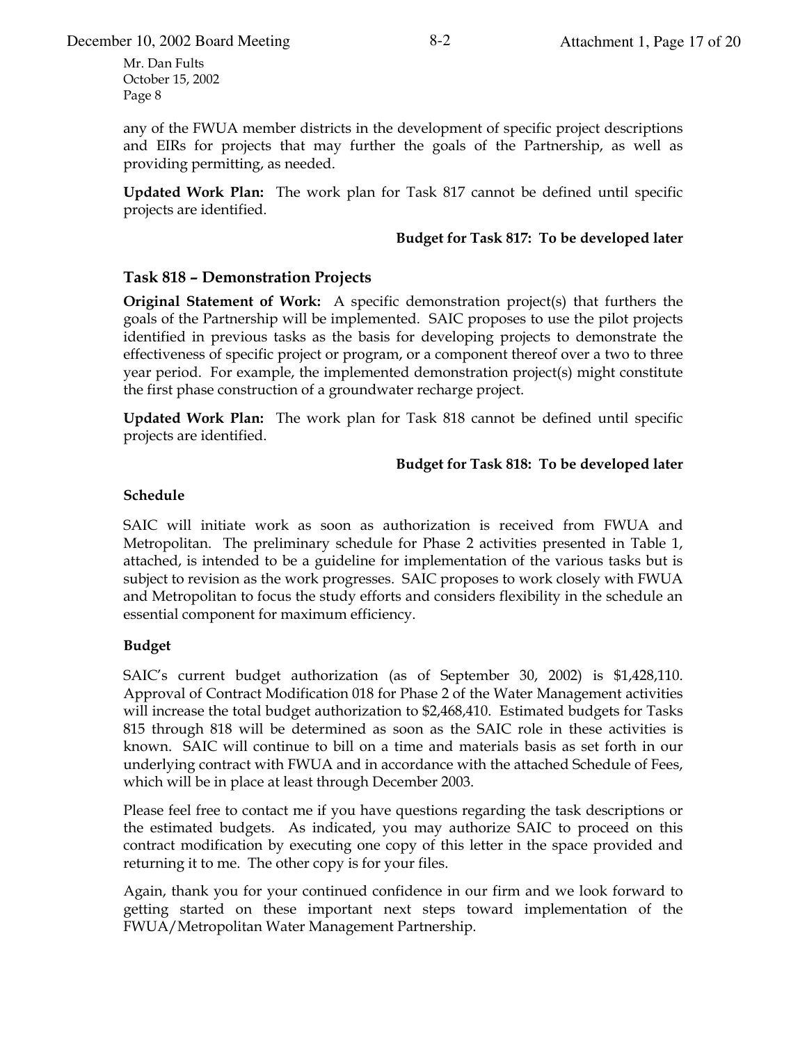Mr. Dan Fults
October 15, 2002
Page 8

any of the FWUA member districts in the development of specific project descriptions and EIRs for projects that may further the goals of the Partnership, as well as providing permitting, as needed.

**Updated Work Plan:** The work plan for Task 817 cannot be defined until specific projects are identified.

**Budget for Task 817: To be developed later**

### Task 818 – Demonstration Projects

**Original Statement of Work:** A specific demonstration project(s) that furthers the goals of the Partnership will be implemented. SAIC proposes to use the pilot projects identified in previous tasks as the basis for developing projects to demonstrate the effectiveness of specific project or program, or a component thereof over a two to three year period. For example, the implemented demonstration project(s) might constitute the first phase construction of a groundwater recharge project.

**Updated Work Plan:** The work plan for Task 818 cannot be defined until specific projects are identified.

**Budget for Task 818: To be developed later**

#### Schedule

SAIC will initiate work as soon as authorization is received from FWUA and Metropolitan. The preliminary schedule for Phase 2 activities presented in Table 1, attached, is intended to be a guideline for implementation of the various tasks but is subject to revision as the work progresses. SAIC proposes to work closely with FWUA and Metropolitan to focus the study efforts and considers flexibility in the schedule an essential component for maximum efficiency.

#### Budget

SAIC's current budget authorization (as of September 30, 2002) is $1,428,110. Approval of Contract Modification 018 for Phase 2 of the Water Management activities will increase the total budget authorization to $2,468,410. Estimated budgets for Tasks 815 through 818 will be determined as soon as the SAIC role in these activities is known. SAIC will continue to bill on a time and materials basis as set forth in our underlying contract with FWUA and in accordance with the attached Schedule of Fees, which will be in place at least through December 2003.

Please feel free to contact me if you have questions regarding the task descriptions or the estimated budgets. As indicated, you may authorize SAIC to proceed on this contract modification by executing one copy of this letter in the space provided and returning it to me. The other copy is for your files.

Again, thank you for your continued confidence in our firm and we look forward to getting started on these important next steps toward implementation of the FWUA/Metropolitan Water Management Partnership.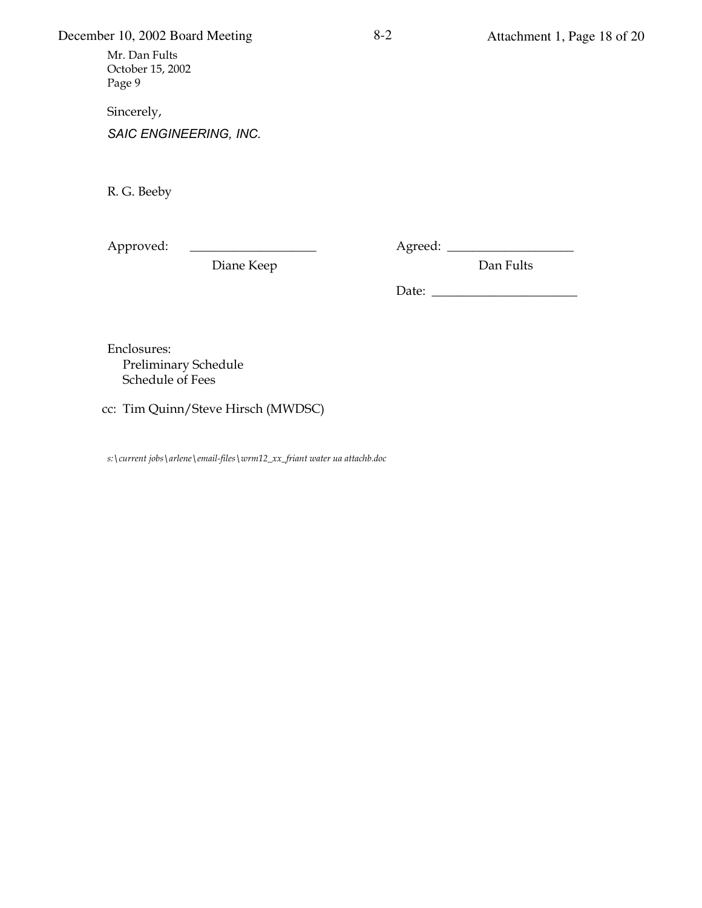Mr. Dan Fults
October 15, 2002
Page 9

Sincerely,

*SAIC ENGINEERING, INC.*

R. G. Beeby

Approved: ____________________
Diane Keep

Agreed: ____________________
Dan Fults

Date: ______________________

Enclosures:
- Preliminary Schedule
- Schedule of Fees

cc: Tim Quinn/Steve Hirsch (MWDSC)

*s:\current jobs\arlene\email-files\wrm12_xx_friant water ua attachb.doc*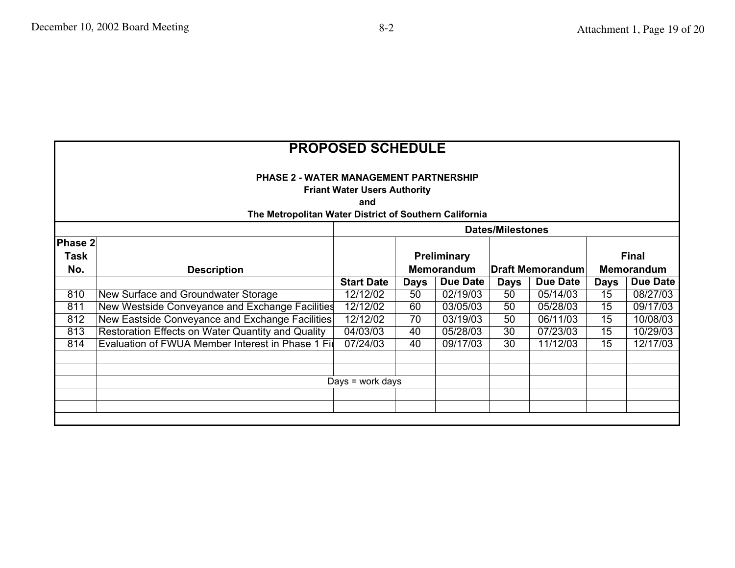# PROPOSED SCHEDULE

**PHASE 2 - WATER MANAGEMENT PARTNERSHIP**
**Friant Water Users Authority**
**and**
**The Metropolitan Water District of Southern California**

| Phase 2 Task No. | Description | Dates/Milestones | | | | | | |
|---|---|---|---|---|---|---|---|---|
| | | | Preliminary Memorandum | | Draft Memorandum | | Final Memorandum | |
| | | Start Date | Days | Due Date | Days | Due Date | Days | Due Date |
| 810 | New Surface and Groundwater Storage | 12/12/02 | 50 | 02/19/03 | 50 | 05/14/03 | 15 | 08/27/03 |
| 811 | New Westside Conveyance and Exchange Facilities | 12/12/02 | 60 | 03/05/03 | 50 | 05/28/03 | 15 | 09/17/03 |
| 812 | New Eastside Conveyance and Exchange Facilities | 12/12/02 | 70 | 03/19/03 | 50 | 06/11/03 | 15 | 10/08/03 |
| 813 | Restoration Effects on Water Quantity and Quality | 04/03/03 | 40 | 05/28/03 | 30 | 07/23/03 | 15 | 10/29/03 |
| 814 | Evaluation of FWUA Member Interest in Phase 1 Fi | 07/24/03 | 40 | 09/17/03 | 30 | 11/12/03 | 15 | 12/17/03 |

Days = work days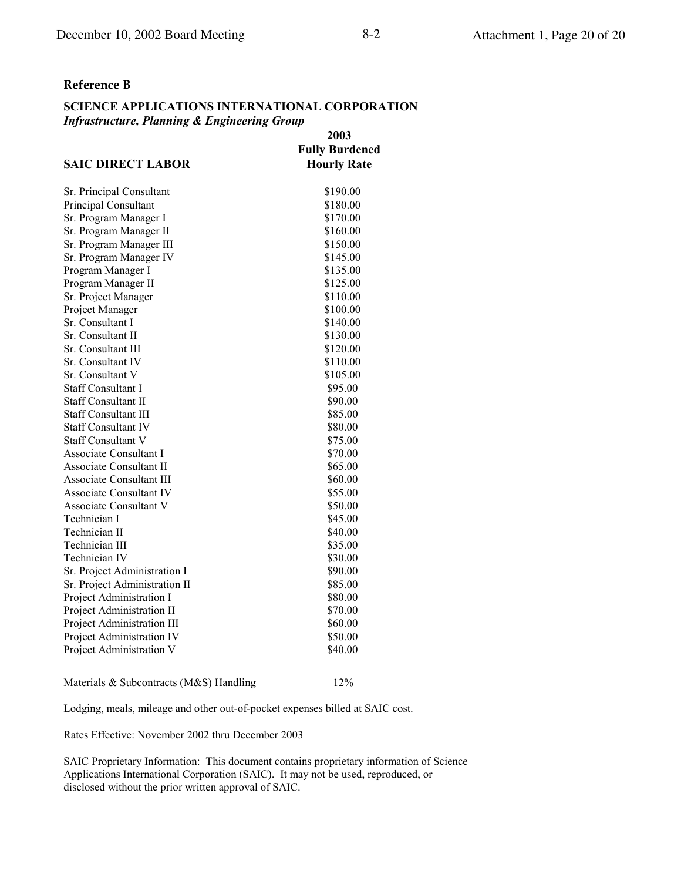**Reference B**

**SCIENCE APPLICATIONS INTERNATIONAL CORPORATION**
***Infrastructure, Planning & Engineering Group***

| SAIC DIRECT LABOR | 2003 Fully Burdened Hourly Rate |
|---|---|
| Sr. Principal Consultant | $190.00 |
| Principal Consultant | $180.00 |
| Sr. Program Manager I | $170.00 |
| Sr. Program Manager II | $160.00 |
| Sr. Program Manager III | $150.00 |
| Sr. Program Manager IV | $145.00 |
| Program Manager I | $135.00 |
| Program Manager II | $125.00 |
| Sr. Project Manager | $110.00 |
| Project Manager | $100.00 |
| Sr. Consultant I | $140.00 |
| Sr. Consultant II | $130.00 |
| Sr. Consultant III | $120.00 |
| Sr. Consultant IV | $110.00 |
| Sr. Consultant V | $105.00 |
| Staff Consultant I | $95.00 |
| Staff Consultant II | $90.00 |
| Staff Consultant III | $85.00 |
| Staff Consultant IV | $80.00 |
| Staff Consultant V | $75.00 |
| Associate Consultant I | $70.00 |
| Associate Consultant II | $65.00 |
| Associate Consultant III | $60.00 |
| Associate Consultant IV | $55.00 |
| Associate Consultant V | $50.00 |
| Technician I | $45.00 |
| Technician II | $40.00 |
| Technician III | $35.00 |
| Technician IV | $30.00 |
| Sr. Project Administration I | $90.00 |
| Sr. Project Administration II | $85.00 |
| Project Administration I | $80.00 |
| Project Administration II | $70.00 |
| Project Administration III | $60.00 |
| Project Administration IV | $50.00 |
| Project Administration V | $40.00 |

Materials & Subcontracts (M&S) Handling 12%

Lodging, meals, mileage and other out-of-pocket expenses billed at SAIC cost.

Rates Effective: November 2002 thru December 2003

SAIC Proprietary Information: This document contains proprietary information of Science Applications International Corporation (SAIC). It may not be used, reproduced, or disclosed without the prior written approval of SAIC.